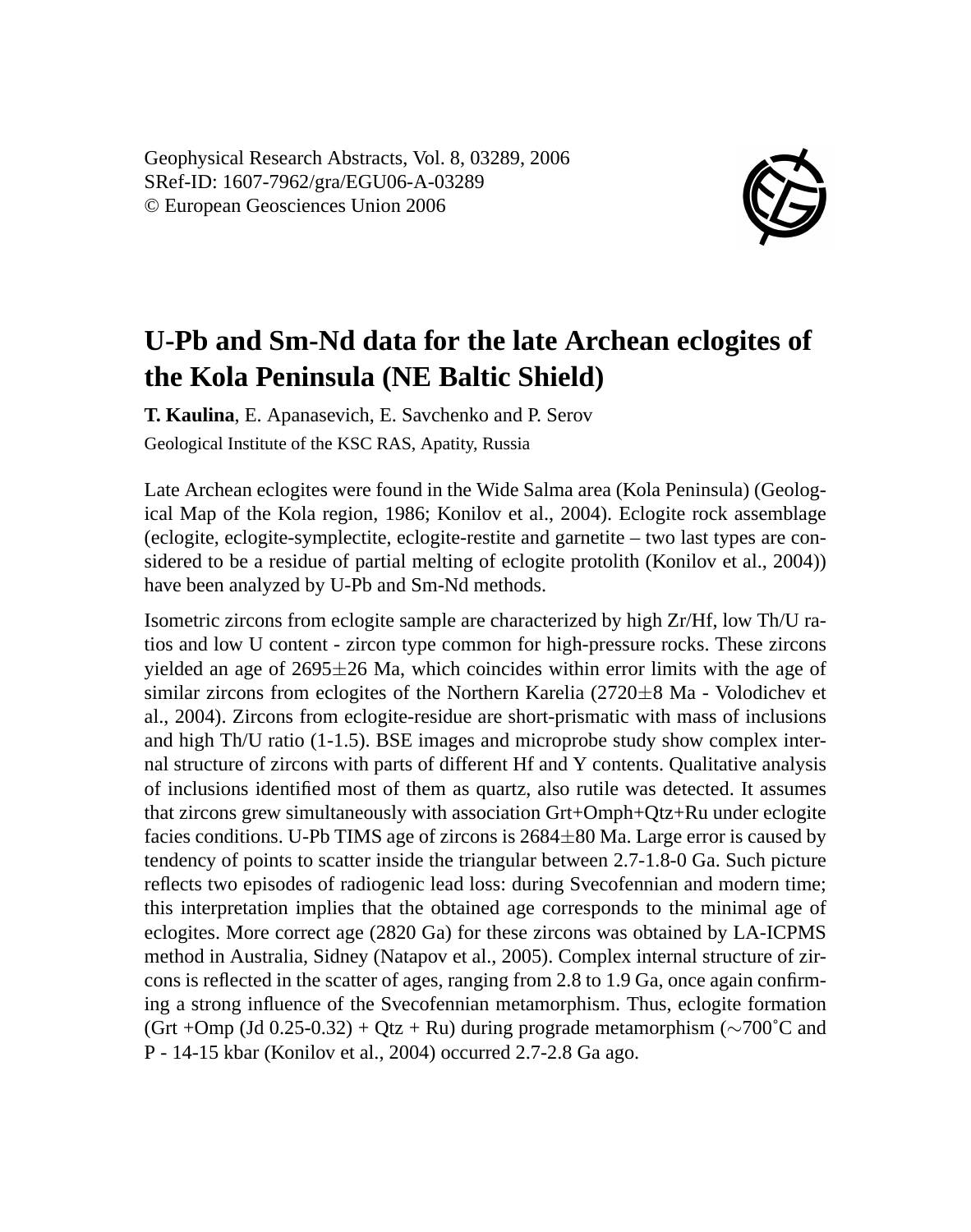Geophysical Research Abstracts, Vol. 8, 03289, 2006
SRef-ID: 1607-7962/gra/EGU06-A-03289
© European Geosciences Union 2006

# U-Pb and Sm-Nd data for the late Archean eclogites of the Kola Peninsula (NE Baltic Shield)

**T. Kaulina**, E. Apanasevich, E. Savchenko and P. Serov

Geological Institute of the KSC RAS, Apatity, Russia

Late Archean eclogites were found in the Wide Salma area (Kola Peninsula) (Geological Map of the Kola region, 1986; Konilov et al., 2004). Eclogite rock assemblage (eclogite, eclogite-symplectite, eclogite-restite and garnetite – two last types are considered to be a residue of partial melting of eclogite protolith (Konilov et al., 2004)) have been analyzed by U-Pb and Sm-Nd methods.

Isometric zircons from eclogite sample are characterized by high Zr/Hf, low Th/U ratios and low U content - zircon type common for high-pressure rocks. These zircons yielded an age of 2695±26 Ma, which coincides within error limits with the age of similar zircons from eclogites of the Northern Karelia (2720±8 Ma - Volodichev et al., 2004). Zircons from eclogite-residue are short-prismatic with mass of inclusions and high Th/U ratio (1-1.5). BSE images and microprobe study show complex internal structure of zircons with parts of different Hf and Y contents. Qualitative analysis of inclusions identified most of them as quartz, also rutile was detected. It assumes that zircons grew simultaneously with association Grt+Omph+Qtz+Ru under eclogite facies conditions. U-Pb TIMS age of zircons is 2684±80 Ma. Large error is caused by tendency of points to scatter inside the triangular between 2.7-1.8-0 Ga. Such picture reflects two episodes of radiogenic lead loss: during Svecofennian and modern time; this interpretation implies that the obtained age corresponds to the minimal age of eclogites. More correct age (2820 Ga) for these zircons was obtained by LA-ICPMS method in Australia, Sidney (Natapov et al., 2005). Complex internal structure of zircons is reflected in the scatter of ages, ranging from 2.8 to 1.9 Ga, once again confirming a strong influence of the Svecofennian metamorphism. Thus, eclogite formation (Grt +Omp (Jd 0.25-0.32) + Qtz + Ru) during prograde metamorphism (∼700˚C and P - 14-15 kbar (Konilov et al., 2004) occurred 2.7-2.8 Ga ago.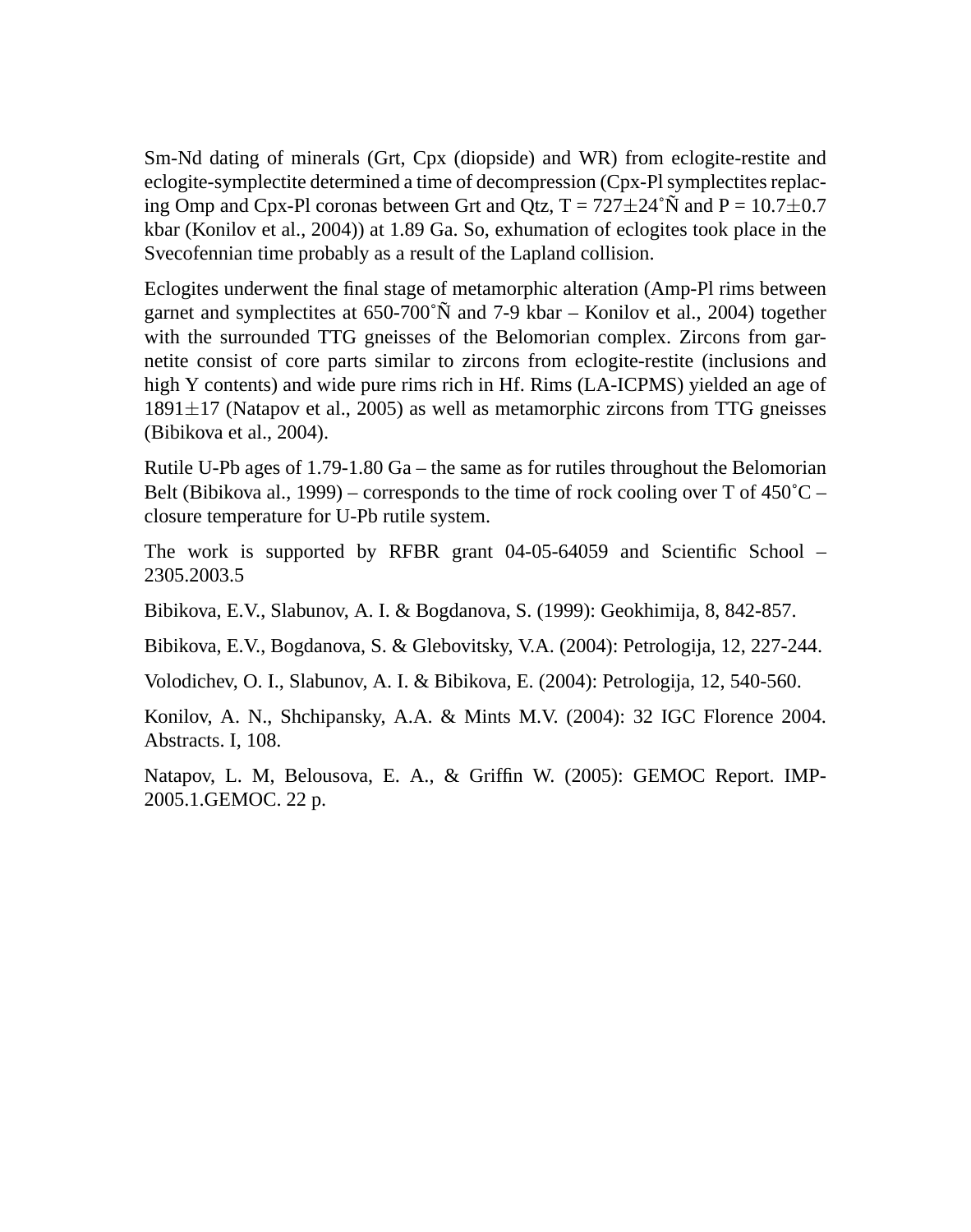Sm-Nd dating of minerals (Grt, Cpx (diopside) and WR) from eclogite-restite and eclogite-symplectite determined a time of decompression (Cpx-Pl symplectites replacing Omp and Cpx-Pl coronas between Grt and Qtz, T = 727±24˚Ñ and P = 10.7±0.7 kbar (Konilov et al., 2004)) at 1.89 Ga. So, exhumation of eclogites took place in the Svecofennian time probably as a result of the Lapland collision.

Eclogites underwent the final stage of metamorphic alteration (Amp-Pl rims between garnet and symplectites at 650-700˚Ñ and 7-9 kbar – Konilov et al., 2004) together with the surrounded TTG gneisses of the Belomorian complex. Zircons from garnetite consist of core parts similar to zircons from eclogite-restite (inclusions and high Y contents) and wide pure rims rich in Hf. Rims (LA-ICPMS) yielded an age of 1891±17 (Natapov et al., 2005) as well as metamorphic zircons from TTG gneisses (Bibikova et al., 2004).

Rutile U-Pb ages of 1.79-1.80 Ga – the same as for rutiles throughout the Belomorian Belt (Bibikova al., 1999) – corresponds to the time of rock cooling over T of 450˚C – closure temperature for U-Pb rutile system.

The work is supported by RFBR grant 04-05-64059 and Scientific School – 2305.2003.5

Bibikova, E.V., Slabunov, A. I. & Bogdanova, S. (1999): Geokhimija, 8, 842-857.

Bibikova, E.V., Bogdanova, S. & Glebovitsky, V.A. (2004): Petrologija, 12, 227-244.

Volodichev, O. I., Slabunov, A. I. & Bibikova, E. (2004): Petrologija, 12, 540-560.

Konilov, A. N., Shchipansky, A.A. & Mints M.V. (2004): 32 IGC Florence 2004. Abstracts. I, 108.

Natapov, L. M, Belousova, E. A., & Griffin W. (2005): GEMOC Report. IMP-2005.1.GEMOC. 22 p.